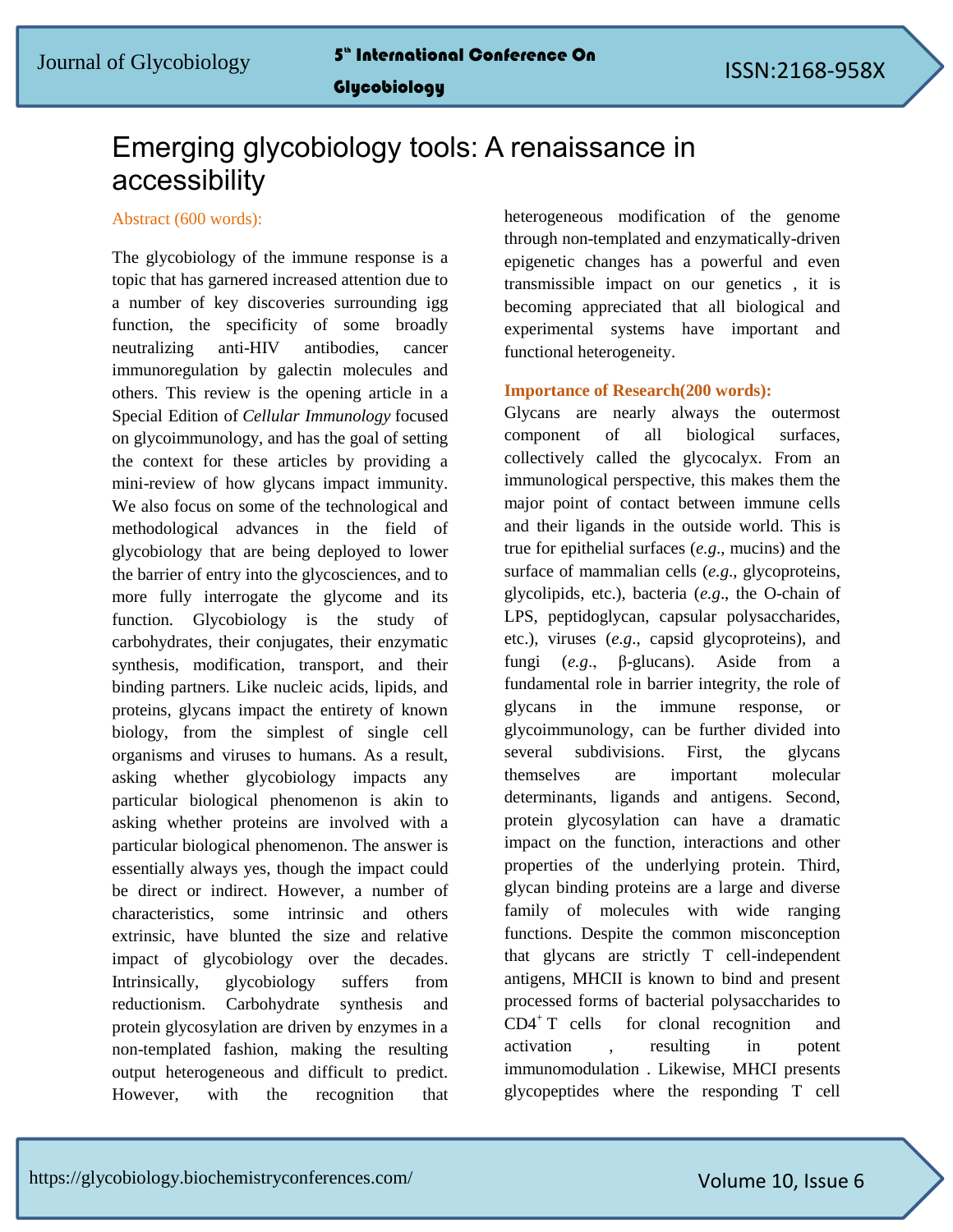# Emerging glycobiology tools: A renaissance in accessibility

## Abstract (600 words):

The glycobiology of the immune response is a topic that has garnered increased attention due to a number of key discoveries surrounding igg function, the specificity of some broadly neutralizing anti-HIV antibodies, cancer immunoregulation by galectin molecules and others. This review is the opening article in a Special Edition of *Cellular Immunology* focused on glycoimmunology, and has the goal of setting the context for these articles by providing a mini-review of how glycans impact immunity. We also focus on some of the technological and methodological advances in the field of glycobiology that are being deployed to lower the barrier of entry into the glycosciences, and to more fully interrogate the glycome and its function. Glycobiology is the study of carbohydrates, their conjugates, their enzymatic synthesis, modification, transport, and their binding partners. Like nucleic acids, lipids, and proteins, glycans impact the entirety of known biology, from the simplest of single cell organisms and viruses to humans. As a result, asking whether glycobiology impacts any particular biological phenomenon is akin to asking whether proteins are involved with a particular biological phenomenon. The answer is essentially always yes, though the impact could be direct or indirect. However, a number of characteristics, some intrinsic and others extrinsic, have blunted the size and relative impact of glycobiology over the decades. Intrinsically, glycobiology suffers from reductionism. Carbohydrate synthesis and protein glycosylation are driven by enzymes in a non-templated fashion, making the resulting output heterogeneous and difficult to predict. However, with the recognition that heterogeneous modification of the genome through non-templated and enzymatically-driven epigenetic changes has a powerful and even transmissible impact on our genetics , it is becoming appreciated that all biological and experimental systems have important and functional heterogeneity.

## Importance of Research(200 words):

Glycans are nearly always the outermost component of all biological surfaces, collectively called the glycocalyx. From an immunological perspective, this makes them the major point of contact between immune cells and their ligands in the outside world. This is true for epithelial surfaces (*e.g*., mucins) and the surface of mammalian cells (*e.g*., glycoproteins, glycolipids, etc.), bacteria (*e.g*., the O-chain of LPS, peptidoglycan, capsular polysaccharides, etc.), viruses (*e.g*., capsid glycoproteins), and fungi (*e.g*., β-glucans). Aside from a fundamental role in barrier integrity, the role of glycans in the immune response, or glycoimmunology, can be further divided into several subdivisions. First, the glycans themselves are important molecular determinants, ligands and antigens. Second, protein glycosylation can have a dramatic impact on the function, interactions and other properties of the underlying protein. Third, glycan binding proteins are a large and diverse family of molecules with wide ranging functions. Despite the common misconception that glycans are strictly T cell-independent antigens, MHCII is known to bind and present processed forms of bacterial polysaccharides to $CD4^+$ T cells for clonal recognition and activation , resulting in potent immunomodulation . Likewise, MHCI presents glycopeptides where the responding T cell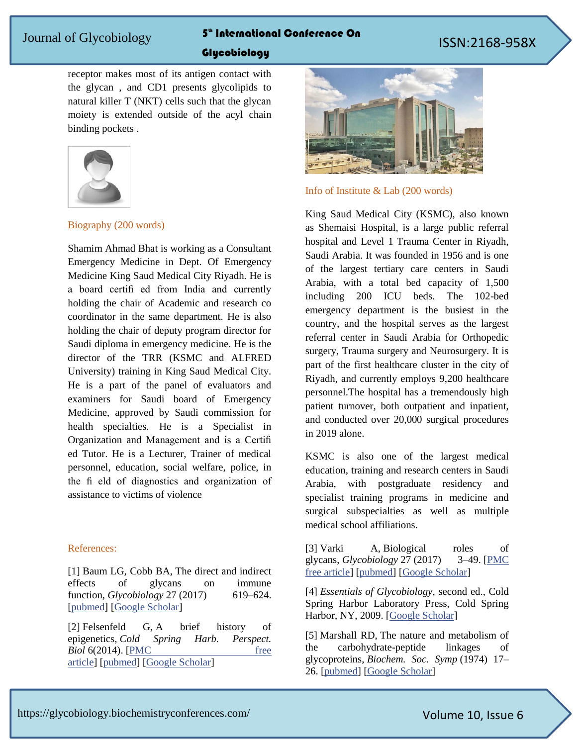receptor makes most of its antigen contact with the glycan , and CD1 presents glycolipids to natural killer T (NKT) cells such that the glycan moiety is extended outside of the acyl chain binding pockets .

## Biography (200 words)

Shamim Ahmad Bhat is working as a Consultant Emergency Medicine in Dept. Of Emergency Medicine King Saud Medical City Riyadh. He is a board certifi ed from India and currently holding the chair of Academic and research co coordinator in the same department. He is also holding the chair of deputy program director for Saudi diploma in emergency medicine. He is the director of the TRR (KSMC and ALFRED University) training in King Saud Medical City. He is a part of the panel of evaluators and examiners for Saudi board of Emergency Medicine, approved by Saudi commission for health specialties. He is a Specialist in Organization and Management and is a Certifi ed Tutor. He is a Lecturer, Trainer of medical personnel, education, social welfare, police, in the fi eld of diagnostics and organization of assistance to victims of violence

## Info of Institute & Lab (200 words)

King Saud Medical City (KSMC), also known as Shemaisi Hospital, is a large public referral hospital and Level 1 Trauma Center in Riyadh, Saudi Arabia. It was founded in 1956 and is one of the largest tertiary care centers in Saudi Arabia, with a total bed capacity of 1,500 including 200 ICU beds. The 102-bed emergency department is the busiest in the country, and the hospital serves as the largest referral center in Saudi Arabia for Orthopedic surgery, Trauma surgery and Neurosurgery. It is part of the first healthcare cluster in the city of Riyadh, and currently employs 9,200 healthcare personnel.The hospital has a tremendously high patient turnover, both outpatient and inpatient, and conducted over 20,000 surgical procedures in 2019 alone.

KSMC is also one of the largest medical education, training and research centers in Saudi Arabia, with postgraduate residency and specialist training programs in medicine and surgical subspecialties as well as multiple medical school affiliations.

## References:

[1] Baum LG, Cobb BA, The direct and indirect effects of glycans on immune function, *Glycobiology* 27 (2017) 619–624. [pubmed] [Google Scholar]

[2] Felsenfeld G, A brief history of epigenetics, *Cold Spring Harb. Perspect. Biol* 6(2014). [PMC free article] [pubmed] [Google Scholar]

[3] Varki A, Biological roles of glycans, *Glycobiology* 27 (2017) 3–49. [PMC free article] [pubmed] [Google Scholar]

[4] *Essentials of Glycobiology*, second ed., Cold Spring Harbor Laboratory Press, Cold Spring Harbor, NY, 2009. [Google Scholar]

[5] Marshall RD, The nature and metabolism of the carbohydrate-peptide linkages of glycoproteins, *Biochem. Soc. Symp* (1974) 17–26. [pubmed] [Google Scholar]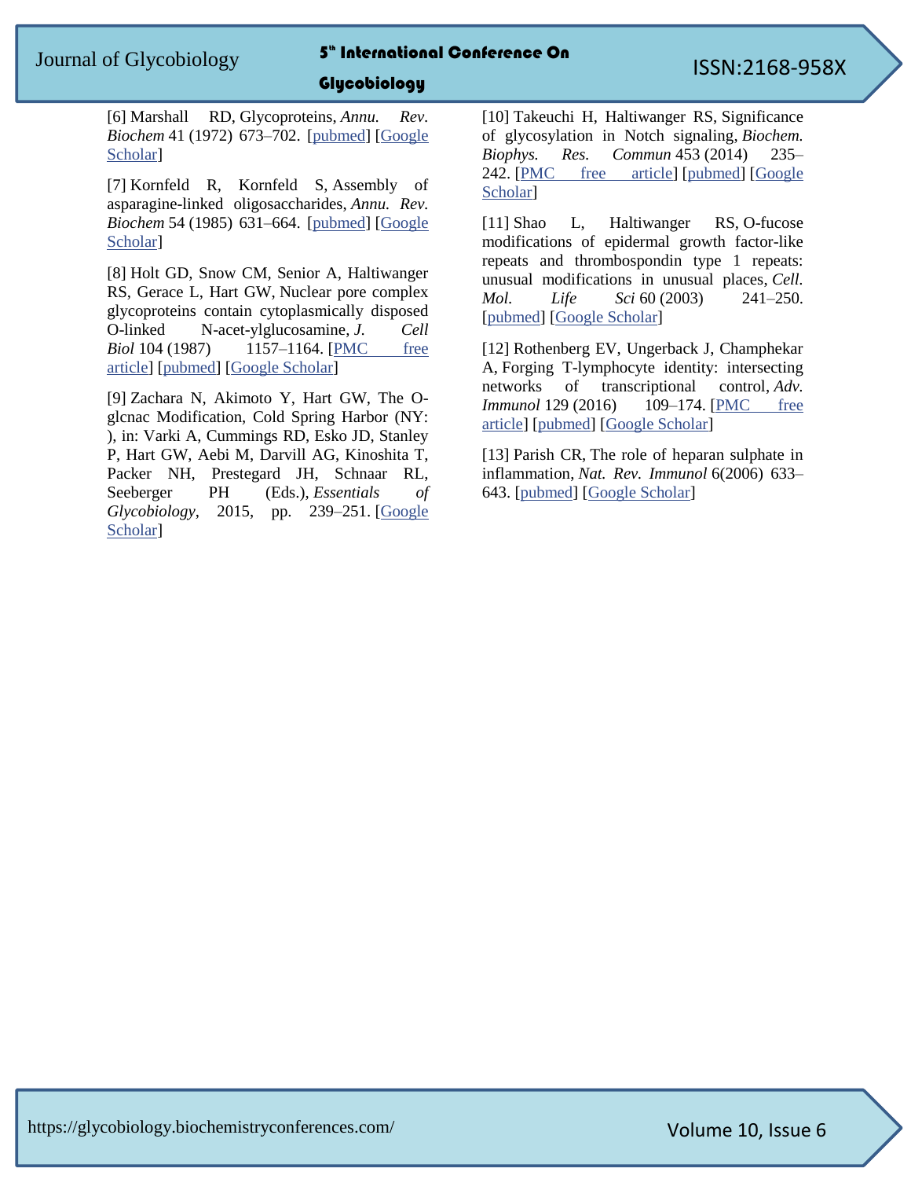[6] Marshall RD, Glycoproteins, *Annu. Rev. Biochem* 41 (1972) 673–702. [pubmed] [Google Scholar]

[7] Kornfeld R, Kornfeld S, Assembly of asparagine-linked oligosaccharides, *Annu. Rev. Biochem* 54 (1985) 631–664. [pubmed] [Google Scholar]

[8] Holt GD, Snow CM, Senior A, Haltiwanger RS, Gerace L, Hart GW, Nuclear pore complex glycoproteins contain cytoplasmically disposed O-linked N-acet-ylglucosamine, *J. Cell Biol* 104 (1987) 1157–1164. [PMC free article] [pubmed] [Google Scholar]

[9] Zachara N, Akimoto Y, Hart GW, The O-glcnac Modification, Cold Spring Harbor (NY: ), in: Varki A, Cummings RD, Esko JD, Stanley P, Hart GW, Aebi M, Darvill AG, Kinoshita T, Packer NH, Prestegard JH, Schnaar RL, Seeberger PH (Eds.), *Essentials of Glycobiology*, 2015, pp. 239–251. [Google Scholar]

[10] Takeuchi H, Haltiwanger RS, Significance of glycosylation in Notch signaling, *Biochem. Biophys. Res. Commun* 453 (2014) 235–242. [PMC free article] [pubmed] [Google Scholar]

[11] Shao L, Haltiwanger RS, O-fucose modifications of epidermal growth factor-like repeats and thrombospondin type 1 repeats: unusual modifications in unusual places, *Cell. Mol. Life Sci* 60 (2003) 241–250. [pubmed] [Google Scholar]

[12] Rothenberg EV, Ungerback J, Champhekar A, Forging T-lymphocyte identity: intersecting networks of transcriptional control, *Adv. Immunol* 129 (2016) 109–174. [PMC free article] [pubmed] [Google Scholar]

[13] Parish CR, The role of heparan sulphate in inflammation, *Nat. Rev. Immunol* 6(2006) 633–643. [pubmed] [Google Scholar]